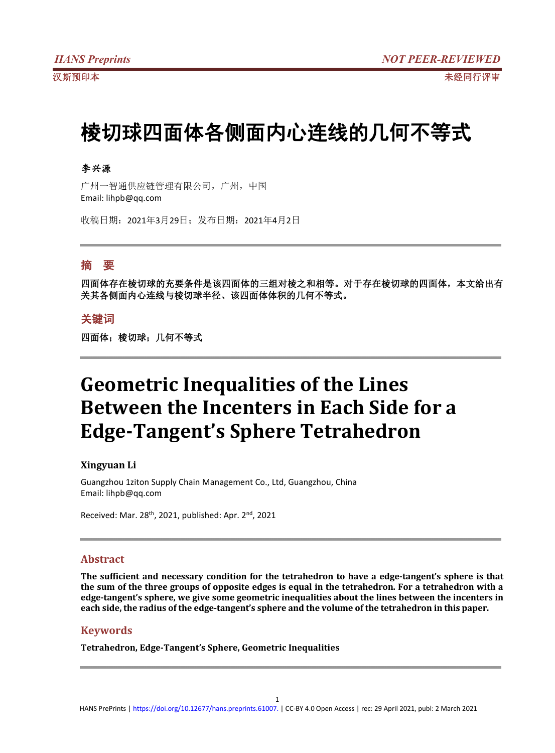# 棱切球四面体各侧面内心连线的几何不等式

**李兴源**

广州一智通供应链管理有限公司，广州，中国
Email: lihpb@qq.com

收稿日期：2021年3月29日；发布日期：2021年4月2日

## 摘　要

**四面体存在棱切球的充要条件是该四面体的三组对棱之和相等。对于存在棱切球的四面体，本文给出有关其各侧面内心连线与棱切球半径、该四面体体积的几何不等式。**

## 关键词

**四面体；棱切球；几何不等式**

# Geometric Inequalities of the Lines Between the Incenters in Each Side for a Edge-Tangent's Sphere Tetrahedron

**Xingyuan Li**

Guangzhou 1ziton Supply Chain Management Co., Ltd, Guangzhou, China
Email: lihpb@qq.com

Received: Mar. 28th, 2021, published: Apr. 2nd, 2021

## Abstract

**The sufficient and necessary condition for the tetrahedron to have a edge-tangent's sphere is that the sum of the three groups of opposite edges is equal in the tetrahedron. For a tetrahedron with a edge-tangent's sphere, we give some geometric inequalities about the lines between the incenters in each side, the radius of the edge-tangent's sphere and the volume of the tetrahedron in this paper.**

## Keywords

**Tetrahedron, Edge-Tangent's Sphere, Geometric Inequalities**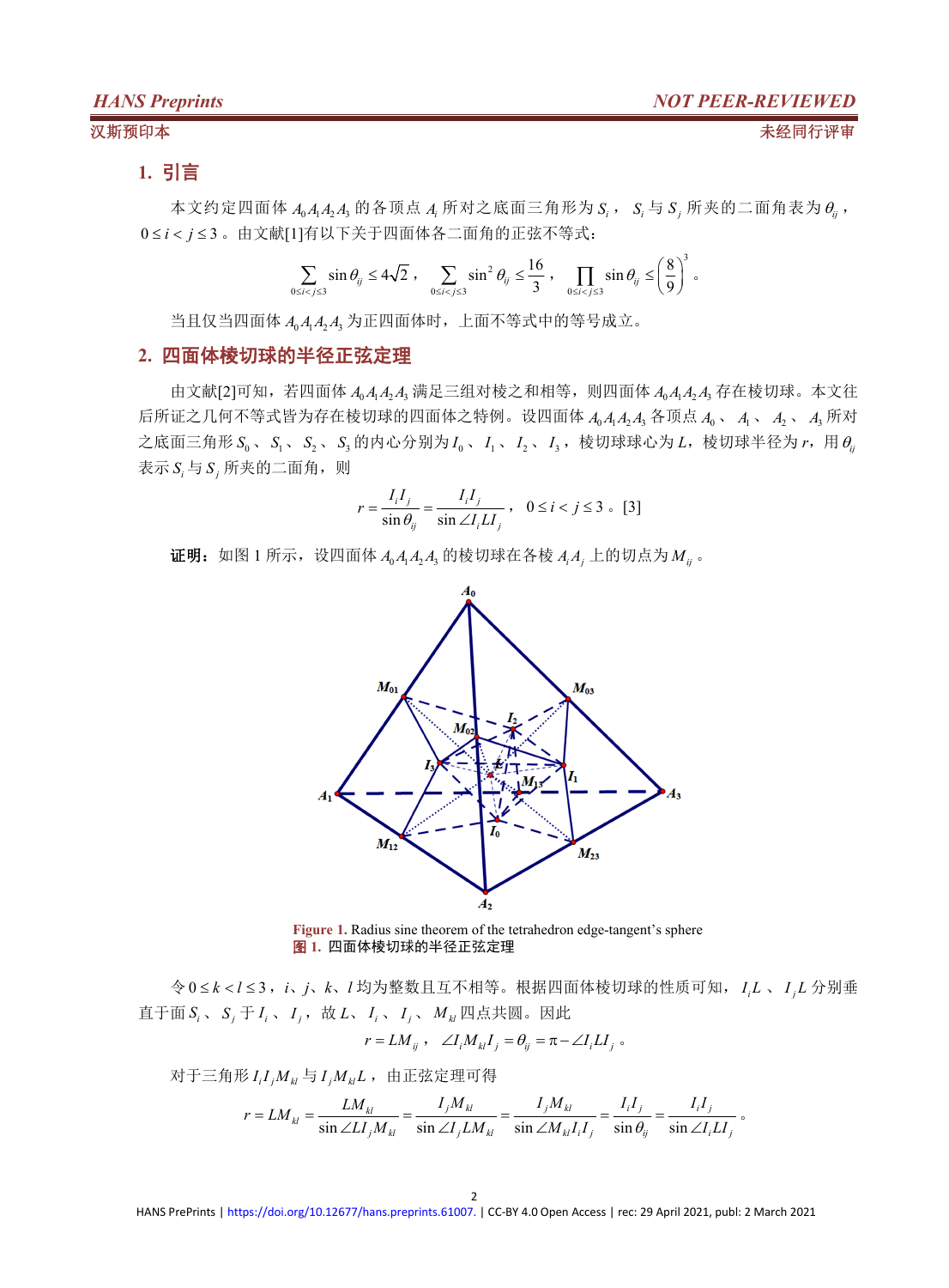## 1. 引言

本文约定四面体 $A_0A_1A_2A_3$ 的各顶点 $A_i$ 所对之底面三角形为 $S_i$，$S_i$ 与 $S_j$ 所夹的二面角表为 $\theta_{ij}$，$0 \le i < j \le 3$。由文献[1]有以下关于四面体各二面角的正弦不等式：

$$\sum_{0\le i<j\le 3} \sin\theta_{ij} \le 4\sqrt{2}，\quad \sum_{0\le i<j\le 3} \sin^2\theta_{ij} \le \frac{16}{3}，\quad \prod_{0\le i<j\le 3} \sin\theta_{ij} \le \left(\frac{8}{9}\right)^3。$$

当且仅当四面体 $A_0A_1A_2A_3$ 为正四面体时，上面不等式中的等号成立。

## 2. 四面体棱切球的半径正弦定理

由文献[2]可知，若四面体 $A_0A_1A_2A_3$ 满足三组对棱之和相等，则四面体 $A_0A_1A_2A_3$ 存在棱切球。本文往后所证之几何不等式皆为存在棱切球的四面体之特例。设四面体 $A_0A_1A_2A_3$ 各顶点 $A_0$、$A_1$、$A_2$、$A_3$ 所对之底面三角形 $S_0$、$S_1$、$S_2$、$S_3$ 的内心分别为 $I_0$、$I_1$、$I_2$、$I_3$，棱切球心为 $L$，棱切球半径为 $r$，用 $\theta_{ij}$ 表示 $S_i$ 与 $S_j$ 所夹的二面角，则

$$r = \frac{I_iI_j}{\sin\theta_{ij}} = \frac{I_iI_j}{\sin\angle I_iLI_j}，\quad 0 \le i < j \le 3。[3]$$

**证明：** 如图 1 所示，设四面体 $A_0A_1A_2A_3$ 的棱切球在各棱 $A_iA_j$ 上的切点为 $M_{ij}$。

Figure 1. Radius sine theorem of the tetrahedron edge-tangent's sphere
**图 1.** 四面体棱切球的半径正弦定理

令 $0 \le k < l \le 3$，$i$、$j$、$k$、$l$ 均为整数且互不相等。根据四面体棱切球的性质可知，$I_iL$、$I_jL$ 分别垂直于面 $S_i$、$S_j$ 于 $I_i$、$I_j$，故 $L$、$I_i$、$I_j$、$M_{kl}$ 四点共圆。因此

$$r = LM_{ij}，\quad \angle I_iM_{kl}I_j = \theta_{ij} = \pi - \angle I_iLI_j。$$

对于三角形 $I_iI_jM_{kl}$ 与 $I_jM_{kl}L$，由正弦定理可得

$$r = LM_{kl} = \frac{LM_{kl}}{\sin\angle LI_jM_{kl}} = \frac{I_jM_{kl}}{\sin\angle I_jLM_{kl}} = \frac{I_jM_{kl}}{\sin\angle M_{kl}I_iI_j} = \frac{I_iI_j}{\sin\theta_{ij}} = \frac{I_iI_j}{\sin\angle I_iLI_j}。$$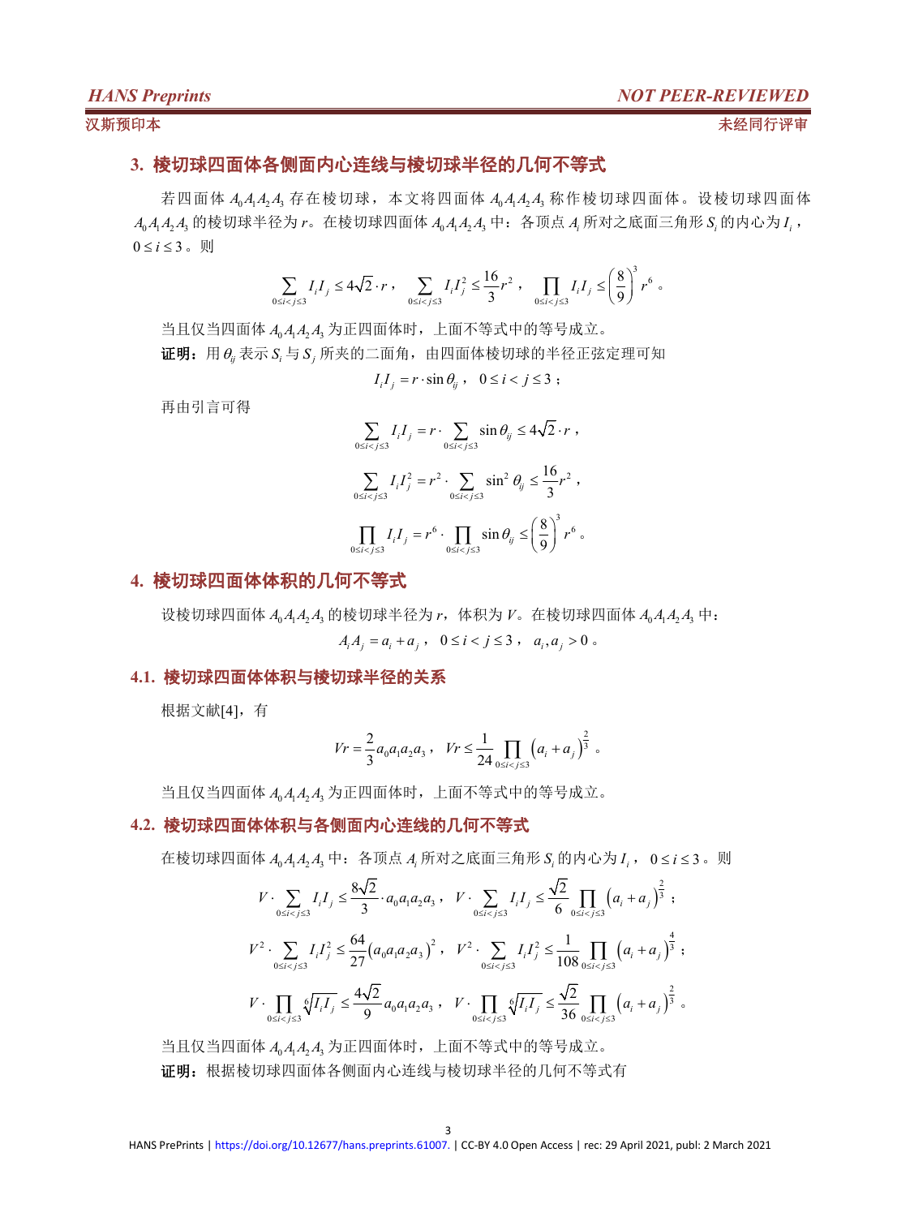## 3. 棱切球四面体各侧面内心连线与棱切球半径的几何不等式

若四面体 $A_0A_1A_2A_3$ 存在棱切球，本文将四面体 $A_0A_1A_2A_3$ 称作棱切球四面体。设棱切球四面体 $A_0A_1A_2A_3$ 的棱切球半径为 $r$。在棱切球四面体 $A_0A_1A_2A_3$ 中：各顶点 $A_i$ 所对之底面三角形 $S_i$ 的内心为 $I_i$，$0 \le i \le 3$。则

$$\sum_{0\le i<j\le 3} I_iI_j \le 4\sqrt{2}\cdot r，\quad \sum_{0\le i<j\le 3} I_iI_j^2 \le \frac{16}{3}r^2，\quad \prod_{0\le i<j\le 3} I_iI_j \le \left(\frac{8}{9}\right)^3 r^6。$$

当且仅当四面体 $A_0A_1A_2A_3$ 为正四面体时，上面不等式中的等号成立。

**证明：**用 $\theta_{ij}$ 表示 $S_i$ 与 $S_j$ 所夹的二面角，由四面体棱切球的半径正弦定理可知

$$I_iI_j = r\cdot\sin\theta_{ij}，\quad 0\le i<j\le 3；$$

再由引言可得

$$\sum_{0\le i<j\le 3} I_iI_j = r\cdot\sum_{0\le i<j\le 3}\sin\theta_{ij} \le 4\sqrt{2}\cdot r，$$

$$\sum_{0\le i<j\le 3} I_iI_j^2 = r^2\cdot\sum_{0\le i<j\le 3}\sin^2\theta_{ij} \le \frac{16}{3}r^2，$$

$$\prod_{0\le i<j\le 3} I_iI_j = r^6\cdot\prod_{0\le i<j\le 3}\sin\theta_{ij} \le \left(\frac{8}{9}\right)^3 r^6。$$

## 4. 棱切球四面体体积的几何不等式

设棱切球四面体 $A_0A_1A_2A_3$ 的棱切球半径为 $r$，体积为 $V$。在棱切球四面体 $A_0A_1A_2A_3$ 中：

$$A_iA_j = a_i + a_j，\quad 0\le i<j\le 3，\quad a_i, a_j > 0。$$

### 4.1. 棱切球四面体体积与棱切球半径的关系

根据文献[4]，有

$$Vr = \frac{2}{3}a_0a_1a_2a_3，\quad Vr \le \frac{1}{24}\prod_{0\le i<j\le 3}\left(a_i+a_j\right)^{\frac{2}{3}}。$$

当且仅当四面体 $A_0A_1A_2A_3$ 为正四面体时，上面不等式中的等号成立。

### 4.2. 棱切球四面体体积与各侧面内心连线的几何不等式

在棱切球四面体 $A_0A_1A_2A_3$ 中：各顶点 $A_i$ 所对之底面三角形 $S_i$ 的内心为 $I_i$，$0\le i\le 3$。则

$$V\cdot\sum_{0\le i<j\le 3} I_iI_j \le \frac{8\sqrt{2}}{3}\cdot a_0a_1a_2a_3，\quad V\cdot\sum_{0\le i<j\le 3} I_iI_j \le \frac{\sqrt{2}}{6}\prod_{0\le i<j\le 3}\left(a_i+a_j\right)^{\frac{2}{3}}；$$

$$V^2\cdot\sum_{0\le i<j\le 3} I_iI_j^2 \le \frac{64}{27}\left(a_0a_1a_2a_3\right)^2，\quad V^2\cdot\sum_{0\le i<j\le 3} I_iI_j^2 \le \frac{1}{108}\prod_{0\le i<j\le 3}\left(a_i+a_j\right)^{\frac{4}{3}}；$$

$$V\cdot\prod_{0\le i<j\le 3}\sqrt[6]{I_iI_j} \le \frac{4\sqrt{2}}{9}a_0a_1a_2a_3，\quad V\cdot\prod_{0\le i<j\le 3}\sqrt[6]{I_iI_j} \le \frac{\sqrt{2}}{36}\prod_{0\le i<j\le 3}\left(a_i+a_j\right)^{\frac{2}{3}}。$$

当且仅当四面体 $A_0A_1A_2A_3$ 为正四面体时，上面不等式中的等号成立。

**证明：**根据棱切球四面体各侧面内心连线与棱切球半径的几何不等式有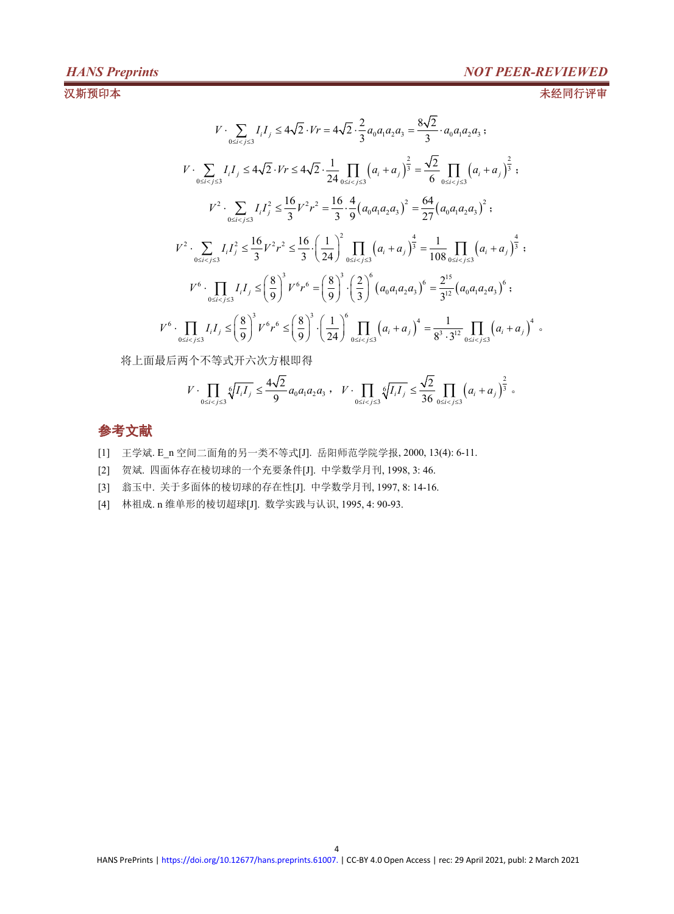$$V \cdot \sum_{0 \le i < j \le 3} I_i I_j \le 4\sqrt{2} \cdot Vr = 4\sqrt{2} \cdot \frac{2}{3} a_0 a_1 a_2 a_3 = \frac{8\sqrt{2}}{3} \cdot a_0 a_1 a_2 a_3 ;$$

$$V \cdot \sum_{0 \le i < j \le 3} I_i I_j \le 4\sqrt{2} \cdot Vr \le 4\sqrt{2} \cdot \frac{1}{24} \prod_{0 \le i < j \le 3} \left(a_i + a_j\right)^{\frac{2}{3}} = \frac{\sqrt{2}}{6} \prod_{0 \le i < j \le 3} \left(a_i + a_j\right)^{\frac{2}{3}} ;$$

$$V^2 \cdot \sum_{0 \le i < j \le 3} I_i I_j^2 \le \frac{16}{3} V^2 r^2 = \frac{16}{3} \cdot \frac{4}{9} \left(a_0 a_1 a_2 a_3\right)^2 = \frac{64}{27} \left(a_0 a_1 a_2 a_3\right)^2 ;$$

$$V^2 \cdot \sum_{0 \le i < j \le 3} I_i I_j^2 \le \frac{16}{3} V^2 r^2 \le \frac{16}{3} \cdot \left(\frac{1}{24}\right)^2 \prod_{0 \le i < j \le 3} \left(a_i + a_j\right)^{\frac{4}{3}} = \frac{1}{108} \prod_{0 \le i < j \le 3} \left(a_i + a_j\right)^{\frac{4}{3}} ;$$

$$V^6 \cdot \prod_{0 \le i < j \le 3} I_i I_j \le \left(\frac{8}{9}\right)^3 V^6 r^6 = \left(\frac{8}{9}\right)^3 \cdot \left(\frac{2}{3}\right)^6 \left(a_0 a_1 a_2 a_3\right)^6 = \frac{2^{15}}{3^{12}} \left(a_0 a_1 a_2 a_3\right)^6 ;$$

$$V^6 \cdot \prod_{0 \le i < j \le 3} I_i I_j \le \left(\frac{8}{9}\right)^3 V^6 r^6 \le \left(\frac{8}{9}\right)^3 \cdot \left(\frac{1}{24}\right)^6 \prod_{0 \le i < j \le 3} \left(a_i + a_j\right)^4 = \frac{1}{8^3 \cdot 3^{12}} \prod_{0 \le i < j \le 3} \left(a_i + a_j\right)^4 。$$

将上面最后两个不等式开六次方根即得

$$V \cdot \prod_{0 \le i < j \le 3} \sqrt[6]{I_i I_j} \le \frac{4\sqrt{2}}{9} a_0 a_1 a_2 a_3 ， \quad V \cdot \prod_{0 \le i < j \le 3} \sqrt[6]{I_i I_j} \le \frac{\sqrt{2}}{36} \prod_{0 \le i < j \le 3} \left(a_i + a_j\right)^{\frac{2}{3}} 。$$

## 参考文献

[1] 王学斌. E_n 空间二面角的另一类不等式[J]. 岳阳师范学院学报, 2000, 13(4): 6-11.

[2] 贺斌. 四面体存在棱切球的一个充要条件[J]. 中学数学月刊, 1998, 3: 46.

[3] 翁玉中. 关于多面体的棱切球的存在性[J]. 中学数学月刊, 1997, 8: 14-16.

[4] 林祖成. n 维单形的棱切超球[J]. 数学实践与认识, 1995, 4: 90-93.